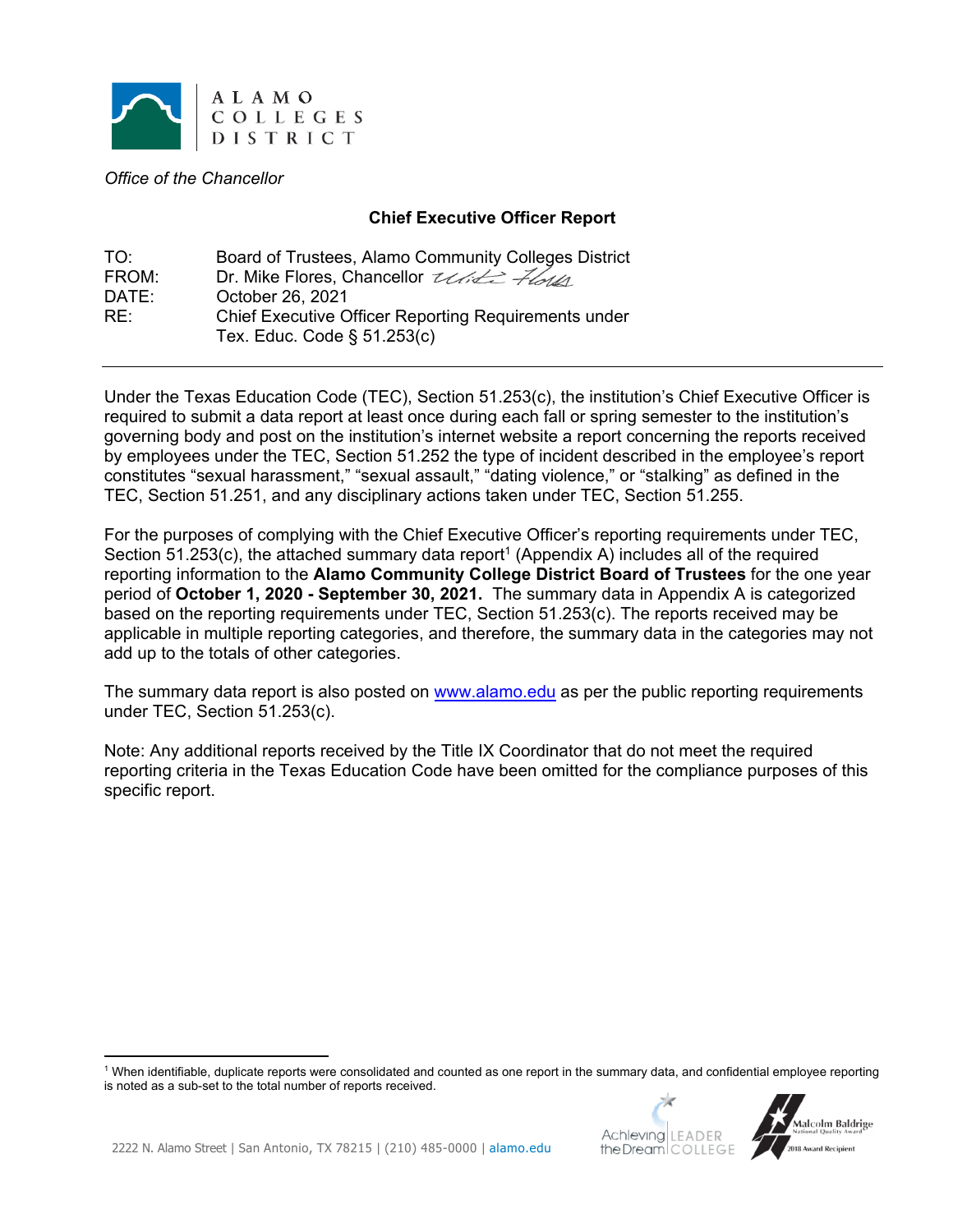ALAMO COLLEGES DISTRICT

*Office of the Chancellor*

**Chief Executive Officer Report**

TO: Board of Trustees, Alamo Community Colleges District
FROM: Dr. Mike Flores, Chancellor
DATE: October 26, 2021
RE: Chief Executive Officer Reporting Requirements under Tex. Educ. Code § 51.253(c)

---

Under the Texas Education Code (TEC), Section 51.253(c), the institution's Chief Executive Officer is required to submit a data report at least once during each fall or spring semester to the institution's governing body and post on the institution's internet website a report concerning the reports received by employees under the TEC, Section 51.252 the type of incident described in the employee's report constitutes "sexual harassment," "sexual assault," "dating violence," or "stalking" as defined in the TEC, Section 51.251, and any disciplinary actions taken under TEC, Section 51.255.

For the purposes of complying with the Chief Executive Officer's reporting requirements under TEC, Section 51.253(c), the attached summary data report[1] (Appendix A) includes all of the required reporting information to the **Alamo Community College District Board of Trustees** for the one year period of **October 1, 2020 - September 30, 2021.** The summary data in Appendix A is categorized based on the reporting requirements under TEC, Section 51.253(c). The reports received may be applicable in multiple reporting categories, and therefore, the summary data in the categories may not add up to the totals of other categories.

The summary data report is also posted on [www.alamo.edu](http://www.alamo.edu) as per the public reporting requirements under TEC, Section 51.253(c).

Note: Any additional reports received by the Title IX Coordinator that do not meet the required reporting criteria in the Texas Education Code have been omitted for the compliance purposes of this specific report.

---

[1] When identifiable, duplicate reports were consolidated and counted as one report in the summary data, and confidential employee reporting is noted as a sub-set to the total number of reports received.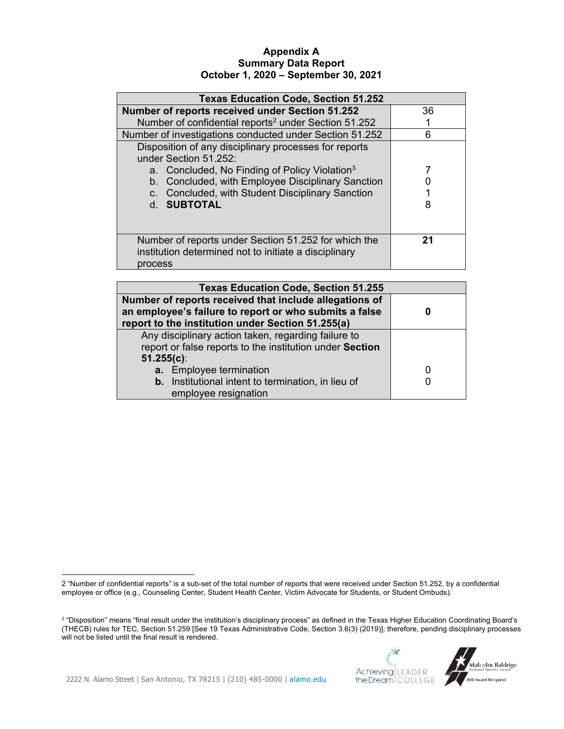# Appendix A
## Summary Data Report
## October 1, 2020 – September 30, 2021

| Texas Education Code, Section 51.252 | |
|---|---|
| **Number of reports received under Section 51.252** | 36 |
| Number of confidential reports[2] under Section 51.252 | 1 |
| Number of investigations conducted under Section 51.252 | 6 |
| Disposition of any disciplinary processes for reports under Section 51.252: | |
| a. Concluded, No Finding of Policy Violation[3] | 7 |
| b. Concluded, with Employee Disciplinary Sanction | 0 |
| c. Concluded, with Student Disciplinary Sanction | 1 |
| d. **SUBTOTAL** | 8 |
| Number of reports under Section 51.252 for which the institution determined not to initiate a disciplinary process | **21** |

| Texas Education Code, Section 51.255 | |
|---|---|
| **Number of reports received that include allegations of an employee's failure to report or who submits a false report to the institution under Section 51.255(a)** | **0** |
| Any disciplinary action taken, regarding failure to report or false reports to the institution under **Section 51.255(c)**: | |
| **a.** Employee termination | 0 |
| **b.** Institutional intent to termination, in lieu of employee resignation | 0 |

---

2 "Number of confidential reports" is a sub-set of the total number of reports that were received under Section 51.252, by a confidential employee or office (e.g., Counseling Center, Student Health Center, Victim Advocate for Students, or Student Ombuds).

3 "Disposition" means "final result under the institution's disciplinary process" as defined in the Texas Higher Education Coordinating Board's (THECB) rules for TEC, Section 51.259 [See 19 Texas Administrative Code, Section 3.6(3) (2019)]; therefore, pending disciplinary processes will not be listed until the final result is rendered.

2222 N. Alamo Street | San Antonio, TX 78215 | (210) 485-0000 | alamo.edu